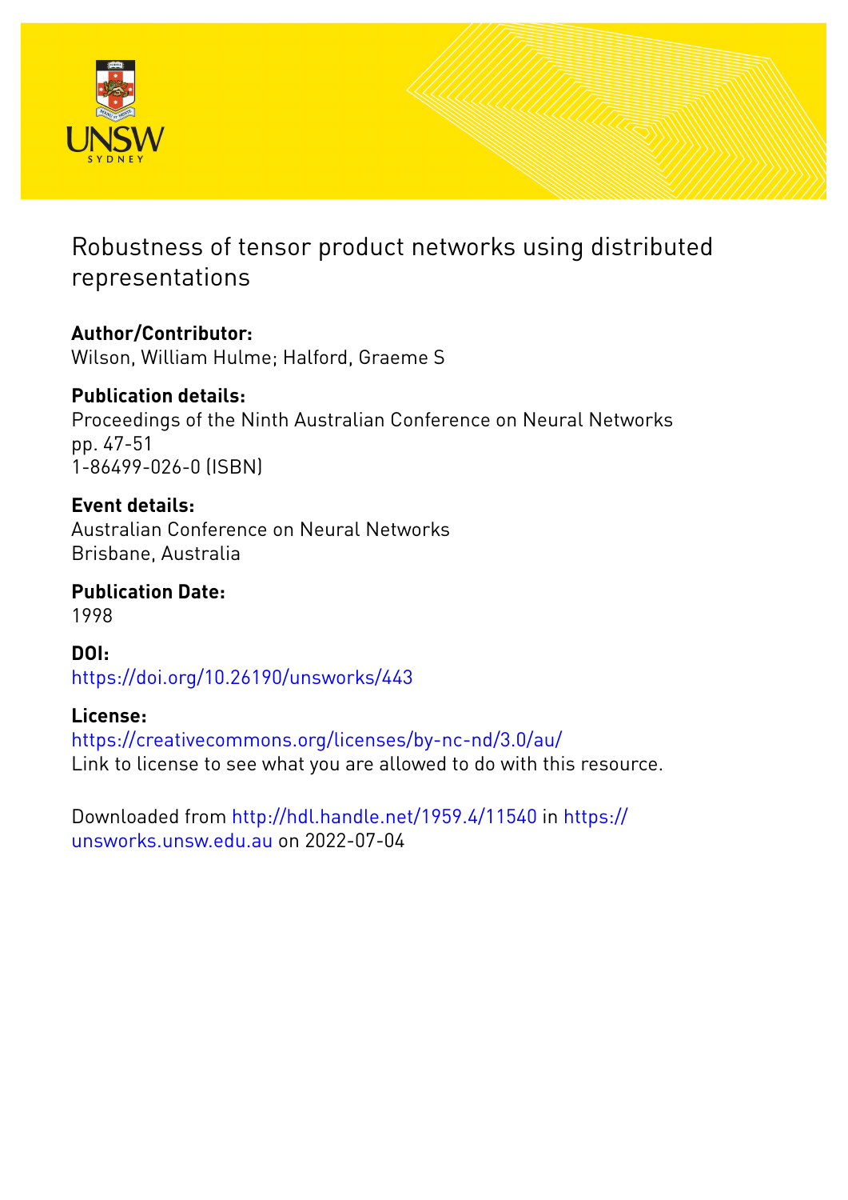# Robustness of tensor product networks using distributed representations

**Author/Contributor:**
Wilson, William Hulme; Halford, Graeme S

**Publication details:**
Proceedings of the Ninth Australian Conference on Neural Networks
pp. 47-51
1-86499-026-0 (ISBN)

**Event details:**
Australian Conference on Neural Networks
Brisbane, Australia

**Publication Date:**
1998

**DOI:**
https://doi.org/10.26190/unsworks/443

**License:**
https://creativecommons.org/licenses/by-nc-nd/3.0/au/
Link to license to see what you are allowed to do with this resource.

Downloaded from http://hdl.handle.net/1959.4/11540 in https://unsworks.unsw.edu.au on 2022-07-04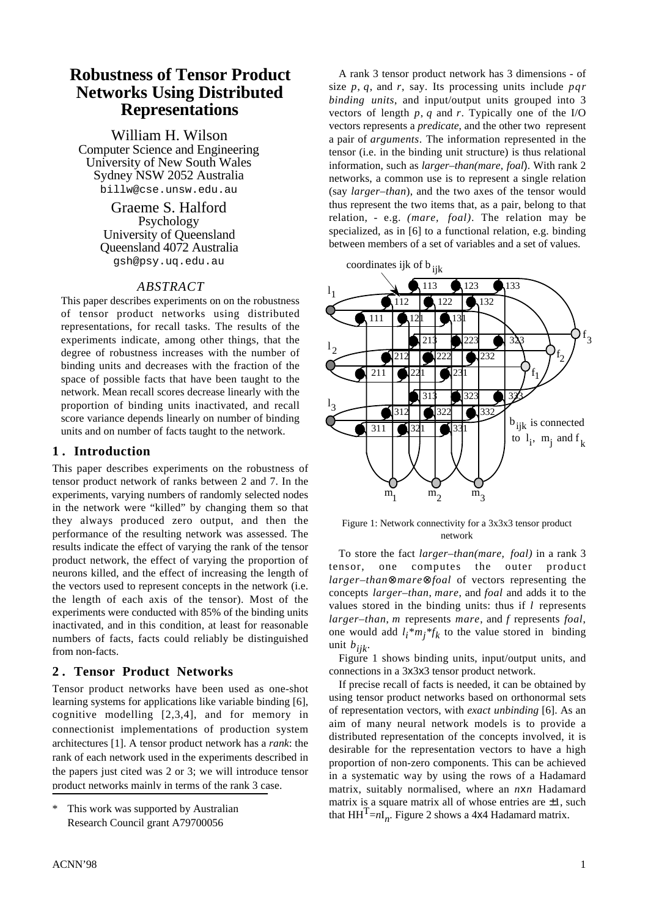# Robustness of Tensor Product Networks Using Distributed Representations

William H. Wilson
Computer Science and Engineering
University of New South Wales
Sydney NSW 2052 Australia
billw@cse.unsw.edu.au

Graeme S. Halford
Psychology
University of Queensland
Queensland 4072 Australia
gsh@psy.uq.edu.au

### *ABSTRACT*

This paper describes experiments on on the robustness of tensor product networks using distributed representations, for recall tasks. The results of the experiments indicate, among other things, that the degree of robustness increases with the number of binding units and decreases with the fraction of the space of possible facts that have been taught to the network. Mean recall scores decrease linearly with the proportion of binding units inactivated, and recall score variance depends linearly on number of binding units and on number of facts taught to the network.

## 1 . Introduction

This paper describes experiments on the robustness of tensor product network of ranks between 2 and 7. In the experiments, varying numbers of randomly selected nodes in the network were "killed" by changing them so that they always produced zero output, and then the performance of the resulting network was assessed. The results indicate the effect of varying the rank of the tensor product network, the effect of varying the proportion of neurons killed, and the effect of increasing the length of the vectors used to represent concepts in the network (i.e. the length of each axis of the tensor). Most of the experiments were conducted with 85% of the binding units inactivated, and in this condition, at least for reasonable numbers of facts, facts could reliably be distinguished from non-facts.

## 2 . Tensor Product Networks

Tensor product networks have been used as one-shot learning systems for applications like variable binding [6], cognitive modelling [2,3,4], and for memory in connectionist implementations of production system architectures [1]. A tensor product network has a *rank*: the rank of each network used in the experiments described in the papers just cited was 2 or 3; we will introduce tensor product networks mainly in terms of the rank 3 case.

\* This work was supported by Australian Research Council grant A79700056

A rank 3 tensor product network has 3 dimensions - of size $p$, $q$, and $r$, say. Its processing units include $pqr$ *binding units*, and input/output units grouped into 3 vectors of length $p$, $q$ and $r$. Typically one of the I/O vectors represents a *predicate*, and the other two represent a pair of *arguments*. The information represented in the tensor (i.e. in the binding unit structure) is thus relational information, such as *larger–than(mare, foal*). With rank 2 networks, a common use is to represent a single relation (say *larger–than*), and the two axes of the tensor would thus represent the two items that, as a pair, belong to that relation, - e.g. *(mare, foal)*. The relation may be specialized, as in [6] to a functional relation, e.g. binding between members of a set of variables and a set of values.

Figure 1: Network connectivity for a 3x3x3 tensor product network

To store the fact *larger–than(mare, foal)* in a rank 3 tensor, one computes the outer product *larger–than*⊗*mare*⊗*foal* of vectors representing the concepts *larger–than*, *mare*, and *foal* and adds it to the values stored in the binding units: thus if $l$ represents *larger–than*, $m$ represents *mare*, and $f$ represents *foal*, one would add $l_i * m_j * f_k$ to the value stored in binding unit $b_{ijk}$.

Figure 1 shows binding units, input/output units, and connections in a 3x3x3 tensor product network.

If precise recall of facts is needed, it can be obtained by using tensor product networks based on orthonormal sets of representation vectors, with *exact unbinding* [6]. As an aim of many neural network models is to provide a distributed representation of the concepts involved, it is desirable for the representation vectors to have a high proportion of non-zero components. This can be achieved in a systematic way by using the rows of a Hadamard matrix, suitably normalised, where an $n$x$n$ Hadamard matrix is a square matrix all of whose entries are ±1, such that $HH^T = nI_n$. Figure 2 shows a 4x4 Hadamard matrix.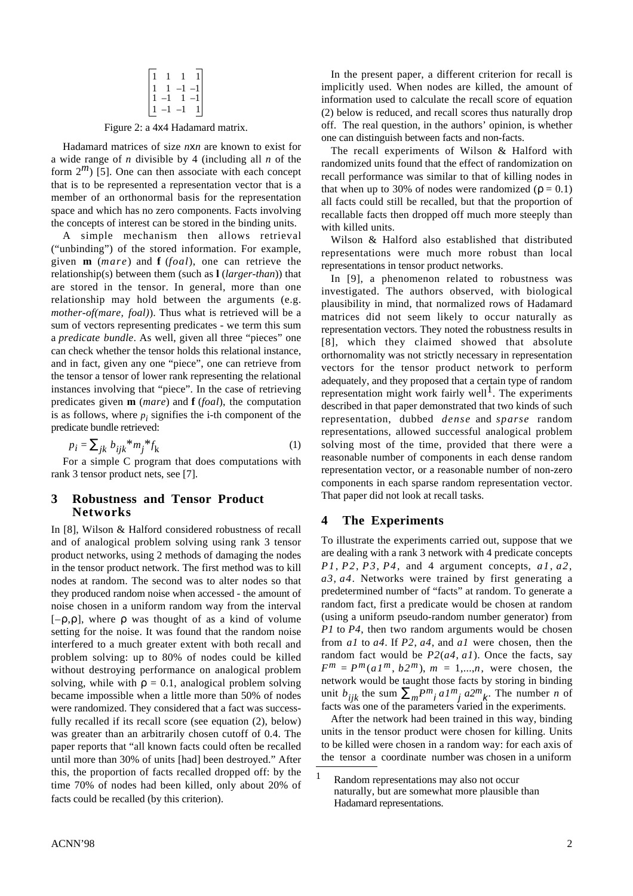$$\begin{bmatrix} 1 & 1 & 1 & 1 \\ 1 & 1 & -1 & -1 \\ 1 & -1 & 1 & -1 \\ 1 & -1 & -1 & 1 \end{bmatrix}$$

Figure 2: a 4x4 Hadamard matrix.

Hadamard matrices of size *n*x*n* are known to exist for a wide range of *n* divisible by 4 (including all *n* of the form $2^m$) [5]. One can then associate with each concept that is to be represented a representation vector that is a member of an orthonormal basis for the representation space and which has no zero components. Facts involving the concepts of interest can be stored in the binding units.

A simple mechanism then allows retrieval ("unbinding") of the stored information. For example, given **m** (*mare*) and **f** (*foal*), one can retrieve the relationship(s) between them (such as **l** (*larger-than*)) that are stored in the tensor. In general, more than one relationship may hold between the arguments (e.g. *mother-of(mare, foal)*). Thus what is retrieved will be a sum of vectors representing predicates - we term this sum a *predicate bundle*. As well, given all three "pieces" one can check whether the tensor holds this relational instance, and in fact, given any one "piece", one can retrieve from the tensor a tensor of lower rank representing the relational instances involving that "piece". In the case of retrieving predicates given **m** (*mare*) and **f** (*foal*), the computation is as follows, where $p_i$ signifies the i-th component of the predicate bundle retrieved:

$$p_i = \sum_{jk} b_{ijk} * m_j * f_k \tag{1}$$

For a simple C program that does computations with rank 3 tensor product nets, see [7].

## 3 Robustness and Tensor Product Networks

In [8], Wilson & Halford considered robustness of recall and of analogical problem solving using rank 3 tensor product networks, using 2 methods of damaging the nodes in the tensor product network. The first method was to kill nodes at random. The second was to alter nodes so that they produced random noise when accessed - the amount of noise chosen in a uniform random way from the interval $[-\rho,\rho]$, where $\rho$ was thought of as a kind of volume setting for the noise. It was found that the random noise interfered to a much greater extent with both recall and problem solving: up to 80% of nodes could be killed without destroying performance on analogical problem solving, while with $\rho = 0.1$, analogical problem solving became impossible when a little more than 50% of nodes were randomized. They considered that a fact was successfully recalled if its recall score (see equation (2), below) was greater than an arbitrarily chosen cutoff of 0.4. The paper reports that "all known facts could often be recalled until more than 30% of units [had] been destroyed." After this, the proportion of facts recalled dropped off: by the time 70% of nodes had been killed, only about 20% of facts could be recalled (by this criterion).

In the present paper, a different criterion for recall is implicitly used. When nodes are killed, the amount of information used to calculate the recall score of equation (2) below is reduced, and recall scores thus naturally drop off. The real question, in the authors' opinion, is whether one can distinguish between facts and non-facts.

The recall experiments of Wilson & Halford with randomized units found that the effect of randomization on recall performance was similar to that of killing nodes in that when up to 30% of nodes were randomized ($\rho = 0.1$) all facts could still be recalled, but that the proportion of recallable facts then dropped off much more steeply than with killed units.

Wilson & Halford also established that distributed representations were much more robust than local representations in tensor product networks.

In [9], a phenomenon related to robustness was investigated. The authors observed, with biological plausibility in mind, that normalized rows of Hadamard matrices did not seem likely to occur naturally as representation vectors. They noted the robustness results in [8], which they claimed showed that absolute orthonormality was not strictly necessary in representation vectors for the tensor product network to perform adequately, and they proposed that a certain type of random representation might work fairly well[1]. The experiments described in that paper demonstrated that two kinds of such representation, dubbed *dense* and *sparse* random representations, allowed successful analogical problem solving most of the time, provided that there were a reasonable number of components in each dense random representation vector, or a reasonable number of non-zero components in each sparse random representation vector. That paper did not look at recall tasks.

## 4 The Experiments

To illustrate the experiments carried out, suppose that we are dealing with a rank 3 network with 4 predicate concepts *P1*, *P2*, *P3*, *P4*, and 4 argument concepts, *a1*, *a2*, *a3*, *a4*. Networks were trained by first generating a predetermined number of "facts" at random. To generate a random fact, first a predicate would be chosen at random (using a uniform pseudo-random number generator) from *P1* to *P4*, then two random arguments would be chosen from *a1* to *a4*. If *P2*, *a4*, and *a1* were chosen, then the random fact would be *P2*(*a4*, *a1*). Once the facts, say $F^m = P^m(a1^m, b2^m)$, $m = 1,...,n$, were chosen, the network would be taught those facts by storing in binding unit $b_{ijk}$ the sum $\sum_m P^m{}_i \, a1^m{}_j \, a2^m{}_k$. The number *n* of facts was one of the parameters varied in the experiments.

After the network had been trained in this way, binding units in the tensor product were chosen for killing. Units to be killed were chosen in a random way: for each axis of the tensor a coordinate number was chosen in a uniform

[1] Random representations may also not occur naturally, but are somewhat more plausible than Hadamard representations.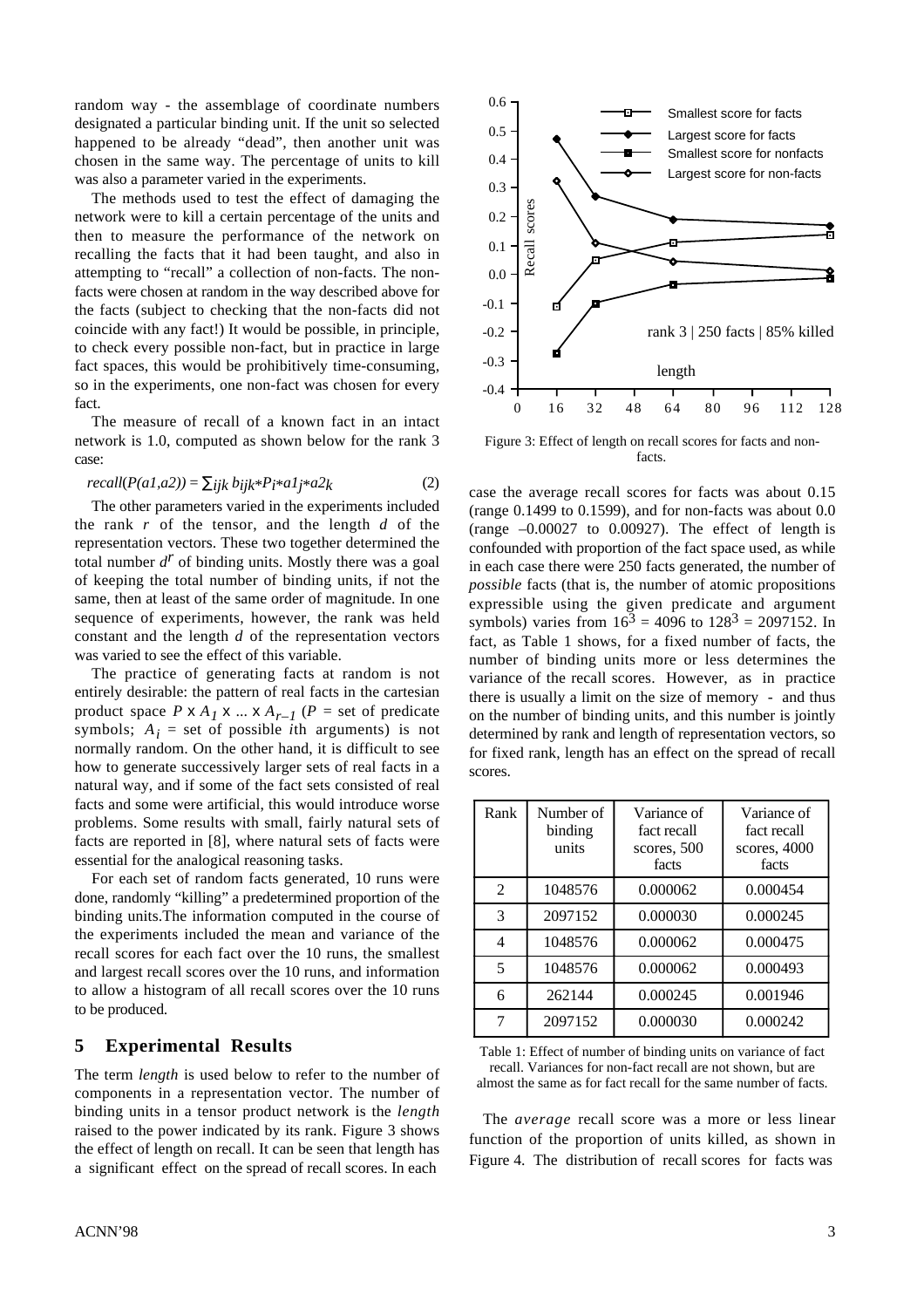random way - the assemblage of coordinate numbers designated a particular binding unit. If the unit so selected happened to be already "dead", then another unit was chosen in the same way. The percentage of units to kill was also a parameter varied in the experiments.

The methods used to test the effect of damaging the network were to kill a certain percentage of the units and then to measure the performance of the network on recalling the facts that it had been taught, and also in attempting to "recall" a collection of non-facts. The non-facts were chosen at random in the way described above for the facts (subject to checking that the non-facts did not coincide with any fact!) It would be possible, in principle, to check every possible non-fact, but in practice in large fact spaces, this would be prohibitively time-consuming, so in the experiments, one non-fact was chosen for every fact.

The measure of recall of a known fact in an intact network is 1.0, computed as shown below for the rank 3 case:

$$recall(P(a1,a2)) = \sum_{ijk} b_{ijk} * P_i * a1_j * a2_k \quad (2)$$

The other parameters varied in the experiments included the rank $r$ of the tensor, and the length $d$ of the representation vectors. These two together determined the total number $d^r$ of binding units. Mostly there was a goal of keeping the total number of binding units, if not the same, then at least of the same order of magnitude. In one sequence of experiments, however, the rank was held constant and the length $d$ of the representation vectors was varied to see the effect of this variable.

The practice of generating facts at random is not entirely desirable: the pattern of real facts in the cartesian product space $P \times A_1 \times \ldots \times A_{r-1}$ ($P$ = set of predicate symbols; $A_i$ = set of possible $i$th arguments) is not normally random. On the other hand, it is difficult to see how to generate successively larger sets of real facts in a natural way, and if some of the fact sets consisted of real facts and some were artificial, this would introduce worse problems. Some results with small, fairly natural sets of facts are reported in [8], where natural sets of facts were essential for the analogical reasoning tasks.

For each set of random facts generated, 10 runs were done, randomly "killing" a predetermined proportion of the binding units. The information computed in the course of the experiments included the mean and variance of the recall scores for each fact over the 10 runs, the smallest and largest recall scores over the 10 runs, and information to allow a histogram of all recall scores over the 10 runs to be produced.

## 5 Experimental Results

The term *length* is used below to refer to the number of components in a representation vector. The number of binding units in a tensor product network is the *length* raised to the power indicated by its rank. Figure 3 shows the effect of length on recall. It can be seen that length has a significant effect on the spread of recall scores. In each case the average recall scores for facts was about 0.15 (range 0.1499 to 0.1599), and for non-facts was about 0.0 (range –0.00027 to 0.00927). The effect of length is confounded with proportion of the fact space used, as while in each case there were 250 facts generated, the number of *possible* facts (that is, the number of atomic propositions expressible using the given predicate and argument symbols) varies from $16^3 = 4096$ to $128^3 = 2097152$. In fact, as Table 1 shows, for a fixed number of facts, the number of binding units more or less determines the variance of the recall scores. However, as in practice there is usually a limit on the size of memory - and thus on the number of binding units, and this number is jointly determined by rank and length of representation vectors, so for fixed rank, length has an effect on the spread of recall scores.

Figure 3: Effect of length on recall scores for facts and non-facts.

| Rank | Number of binding units | Variance of fact recall scores, 500 facts | Variance of fact recall scores, 4000 facts |
|---|---|---|---|
| 2 | 1048576 | 0.000062 | 0.000454 |
| 3 | 2097152 | 0.000030 | 0.000245 |
| 4 | 1048576 | 0.000062 | 0.000475 |
| 5 | 1048576 | 0.000062 | 0.000493 |
| 6 | 262144 | 0.000245 | 0.001946 |
| 7 | 2097152 | 0.000030 | 0.000242 |

Table 1: Effect of number of binding units on variance of fact recall. Variances for non-fact recall are not shown, but are almost the same as for fact recall for the same number of facts.

The *average* recall score was a more or less linear function of the proportion of units killed, as shown in Figure 4. The distribution of recall scores for facts was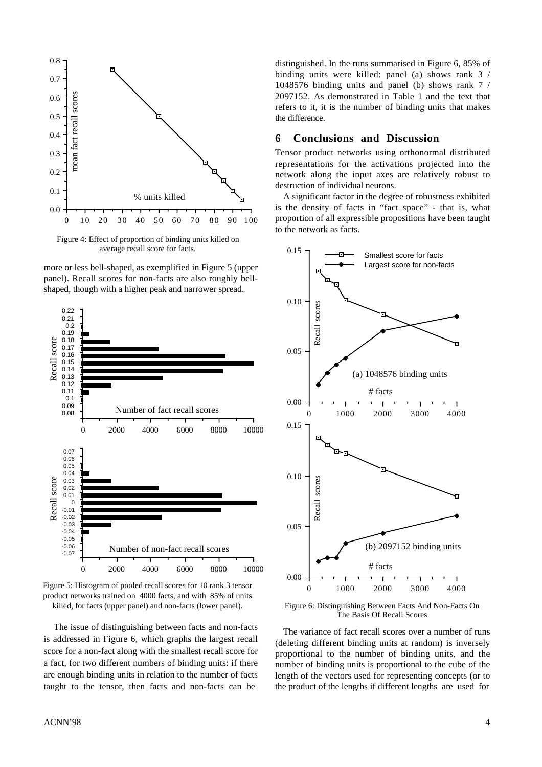Figure 4: Effect of proportion of binding units killed on average recall score for facts.

more or less bell-shaped, as exemplified in Figure 5 (upper panel). Recall scores for non-facts are also roughly bell-shaped, though with a higher peak and narrower spread.

Figure 5: Histogram of pooled recall scores for 10 rank 3 tensor product networks trained on 4000 facts, and with 85% of units killed, for facts (upper panel) and non-facts (lower panel).

The issue of distinguishing between facts and non-facts is addressed in Figure 6, which graphs the largest recall score for a non-fact along with the smallest recall score for a fact, for two different numbers of binding units: if there are enough binding units in relation to the number of facts taught to the tensor, then facts and non-facts can be distinguished. In the runs summarised in Figure 6, 85% of binding units were killed: panel (a) shows rank 3 / 1048576 binding units and panel (b) shows rank 7 / 2097152. As demonstrated in Table 1 and the text that refers to it, it is the number of binding units that makes the difference.

## 6 Conclusions and Discussion

Tensor product networks using orthonormal distributed representations for the activations projected into the network along the input axes are relatively robust to destruction of individual neurons.

A significant factor in the degree of robustness exhibited is the density of facts in "fact space" - that is, what proportion of all expressible propositions have been taught to the network as facts.

Figure 6: Distinguishing Between Facts And Non-Facts On The Basis Of Recall Scores

The variance of fact recall scores over a number of runs (deleting different binding units at random) is inversely proportional to the number of binding units, and the number of binding units is proportional to the cube of the length of the vectors used for representing concepts (or to the product of the lengths if different lengths are used for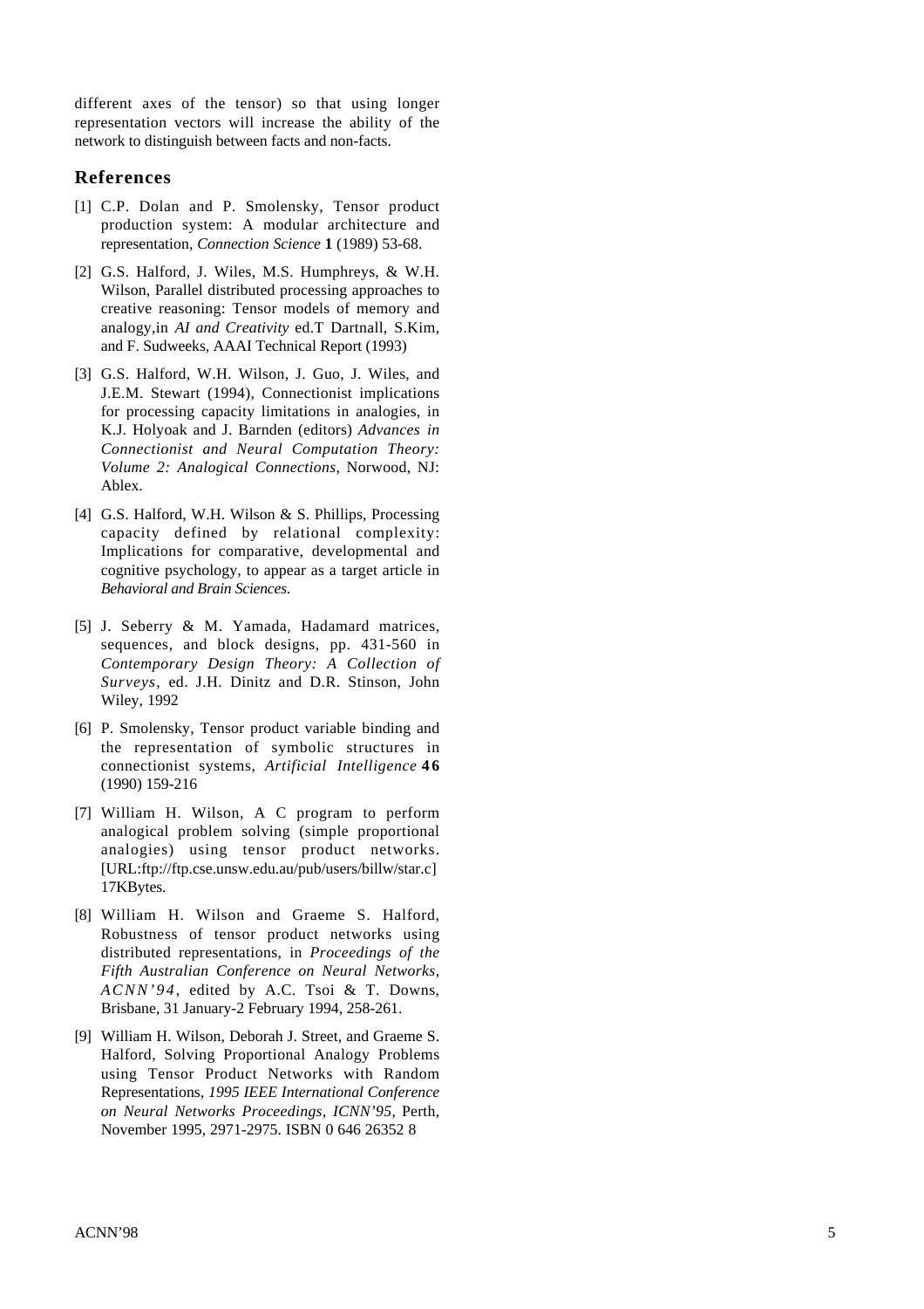different axes of the tensor) so that using longer representation vectors will increase the ability of the network to distinguish between facts and non-facts.

## References

[1] C.P. Dolan and P. Smolensky, Tensor product production system: A modular architecture and representation, *Connection Science* **1** (1989) 53-68.

[2] G.S. Halford, J. Wiles, M.S. Humphreys, & W.H. Wilson, Parallel distributed processing approaches to creative reasoning: Tensor models of memory and analogy,in *AI and Creativity* ed.T Dartnall, S.Kim, and F. Sudweeks, AAAI Technical Report (1993)

[3] G.S. Halford, W.H. Wilson, J. Guo, J. Wiles, and J.E.M. Stewart (1994), Connectionist implications for processing capacity limitations in analogies, in K.J. Holyoak and J. Barnden (editors) *Advances in Connectionist and Neural Computation Theory: Volume 2: Analogical Connections*, Norwood, NJ: Ablex.

[4] G.S. Halford, W.H. Wilson & S. Phillips, Processing capacity defined by relational complexity: Implications for comparative, developmental and cognitive psychology, to appear as a target article in *Behavioral and Brain Sciences.*

[5] J. Seberry & M. Yamada, Hadamard matrices, sequences, and block designs, pp. 431-560 in *Contemporary Design Theory: A Collection of Surveys*, ed. J.H. Dinitz and D.R. Stinson, John Wiley, 1992

[6] P. Smolensky, Tensor product variable binding and the representation of symbolic structures in connectionist systems, *Artificial Intelligence* **46** (1990) 159-216

[7] William H. Wilson, A C program to perform analogical problem solving (simple proportional analogies) using tensor product networks. [URL:ftp://ftp.cse.unsw.edu.au/pub/users/billw/star.c] 17KBytes.

[8] William H. Wilson and Graeme S. Halford, Robustness of tensor product networks using distributed representations, in *Proceedings of the Fifth Australian Conference on Neural Networks, ACNN'94*, edited by A.C. Tsoi & T. Downs, Brisbane, 31 January-2 February 1994, 258-261.

[9] William H. Wilson, Deborah J. Street, and Graeme S. Halford, Solving Proportional Analogy Problems using Tensor Product Networks with Random Representations, *1995 IEEE International Conference on Neural Networks Proceedings, ICNN'95*, Perth, November 1995, 2971-2975. ISBN 0 646 26352 8